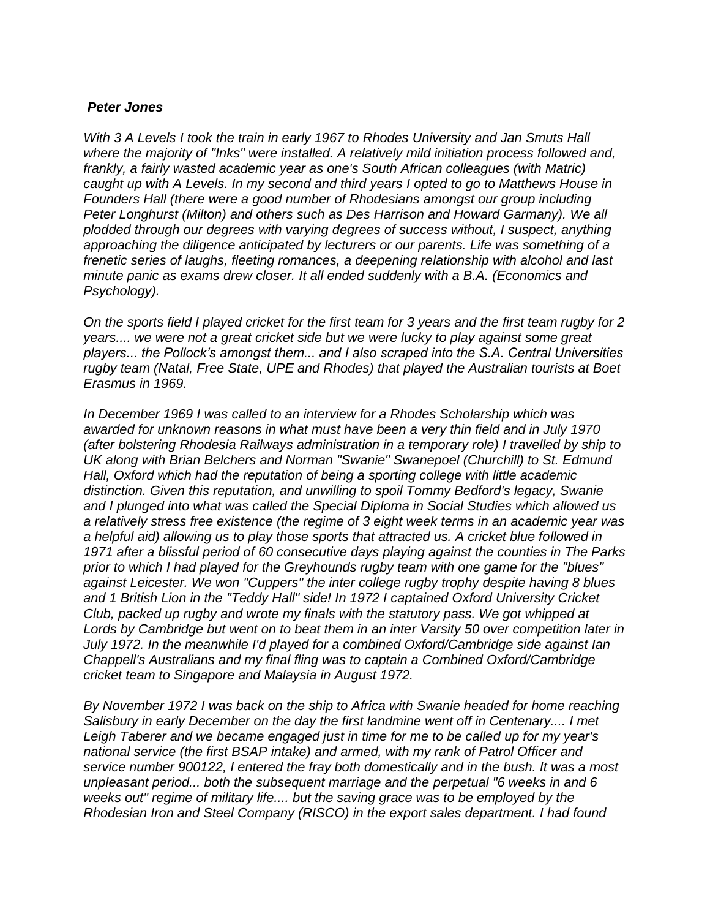***Peter Jones***

*With 3 A Levels I took the train in early 1967 to Rhodes University and Jan Smuts Hall where the majority of "Inks" were installed. A relatively mild initiation process followed and, frankly, a fairly wasted academic year as one's South African colleagues (with Matric) caught up with A Levels. In my second and third years I opted to go to Matthews House in Founders Hall (there were a good number of Rhodesians amongst our group including Peter Longhurst (Milton) and others such as Des Harrison and Howard Garmany). We all plodded through our degrees with varying degrees of success without, I suspect, anything approaching the diligence anticipated by lecturers or our parents. Life was something of a frenetic series of laughs, fleeting romances, a deepening relationship with alcohol and last minute panic as exams drew closer. It all ended suddenly with a B.A. (Economics and Psychology).*

*On the sports field I played cricket for the first team for 3 years and the first team rugby for 2 years.... we were not a great cricket side but we were lucky to play against some great players... the Pollock's amongst them... and I also scraped into the S.A. Central Universities rugby team (Natal, Free State, UPE and Rhodes) that played the Australian tourists at Boet Erasmus in 1969.*

*In December 1969 I was called to an interview for a Rhodes Scholarship which was awarded for unknown reasons in what must have been a very thin field and in July 1970 (after bolstering Rhodesia Railways administration in a temporary role) I travelled by ship to UK along with Brian Belchers and Norman "Swanie" Swanepoel (Churchill) to St. Edmund Hall, Oxford which had the reputation of being a sporting college with little academic distinction. Given this reputation, and unwilling to spoil Tommy Bedford's legacy, Swanie and I plunged into what was called the Special Diploma in Social Studies which allowed us a relatively stress free existence (the regime of 3 eight week terms in an academic year was a helpful aid) allowing us to play those sports that attracted us. A cricket blue followed in 1971 after a blissful period of 60 consecutive days playing against the counties in The Parks prior to which I had played for the Greyhounds rugby team with one game for the "blues" against Leicester. We won "Cuppers" the inter college rugby trophy despite having 8 blues and 1 British Lion in the "Teddy Hall" side! In 1972 I captained Oxford University Cricket Club, packed up rugby and wrote my finals with the statutory pass. We got whipped at Lords by Cambridge but went on to beat them in an inter Varsity 50 over competition later in July 1972. In the meanwhile I'd played for a combined Oxford/Cambridge side against Ian Chappell's Australians and my final fling was to captain a Combined Oxford/Cambridge cricket team to Singapore and Malaysia in August 1972.*

*By November 1972 I was back on the ship to Africa with Swanie headed for home reaching Salisbury in early December on the day the first landmine went off in Centenary.... I met Leigh Taberer and we became engaged just in time for me to be called up for my year's national service (the first BSAP intake) and armed, with my rank of Patrol Officer and service number 900122, I entered the fray both domestically and in the bush. It was a most unpleasant period... both the subsequent marriage and the perpetual "6 weeks in and 6 weeks out" regime of military life.... but the saving grace was to be employed by the Rhodesian Iron and Steel Company (RISCO) in the export sales department. I had found*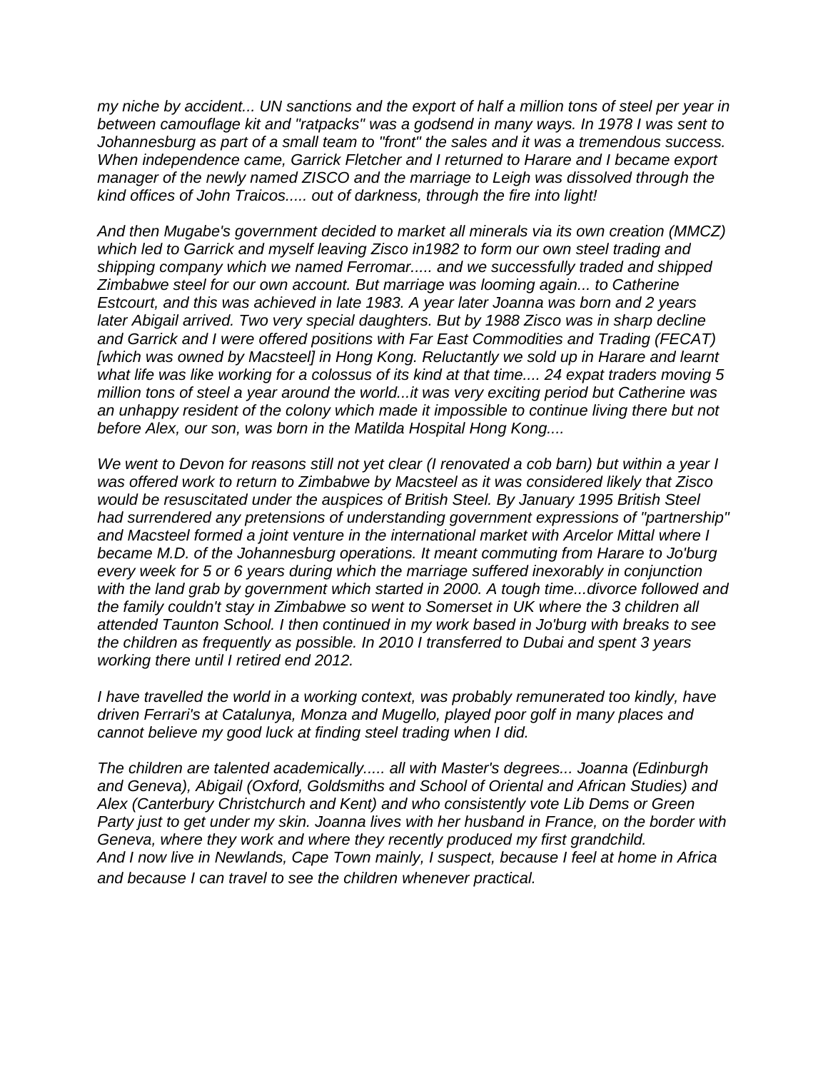*my niche by accident... UN sanctions and the export of half a million tons of steel per year in between camouflage kit and "ratpacks" was a godsend in many ways. In 1978 I was sent to Johannesburg as part of a small team to "front" the sales and it was a tremendous success. When independence came, Garrick Fletcher and I returned to Harare and I became export manager of the newly named ZISCO and the marriage to Leigh was dissolved through the kind offices of John Traicos..... out of darkness, through the fire into light!*

*And then Mugabe's government decided to market all minerals via its own creation (MMCZ) which led to Garrick and myself leaving Zisco in1982 to form our own steel trading and shipping company which we named Ferromar..... and we successfully traded and shipped Zimbabwe steel for our own account. But marriage was looming again... to Catherine Estcourt, and this was achieved in late 1983. A year later Joanna was born and 2 years later Abigail arrived. Two very special daughters. But by 1988 Zisco was in sharp decline and Garrick and I were offered positions with Far East Commodities and Trading (FECAT) [which was owned by Macsteel] in Hong Kong. Reluctantly we sold up in Harare and learnt what life was like working for a colossus of its kind at that time.... 24 expat traders moving 5 million tons of steel a year around the world...it was very exciting period but Catherine was an unhappy resident of the colony which made it impossible to continue living there but not before Alex, our son, was born in the Matilda Hospital Hong Kong....*

*We went to Devon for reasons still not yet clear (I renovated a cob barn) but within a year I was offered work to return to Zimbabwe by Macsteel as it was considered likely that Zisco would be resuscitated under the auspices of British Steel. By January 1995 British Steel had surrendered any pretensions of understanding government expressions of "partnership" and Macsteel formed a joint venture in the international market with Arcelor Mittal where I became M.D. of the Johannesburg operations. It meant commuting from Harare to Jo'burg every week for 5 or 6 years during which the marriage suffered inexorably in conjunction with the land grab by government which started in 2000. A tough time...divorce followed and the family couldn't stay in Zimbabwe so went to Somerset in UK where the 3 children all attended Taunton School. I then continued in my work based in Jo'burg with breaks to see the children as frequently as possible. In 2010 I transferred to Dubai and spent 3 years working there until I retired end 2012.*

*I have travelled the world in a working context, was probably remunerated too kindly, have driven Ferrari's at Catalunya, Monza and Mugello, played poor golf in many places and cannot believe my good luck at finding steel trading when I did.*

*The children are talented academically..... all with Master's degrees... Joanna (Edinburgh and Geneva), Abigail (Oxford, Goldsmiths and School of Oriental and African Studies) and Alex (Canterbury Christchurch and Kent) and who consistently vote Lib Dems or Green Party just to get under my skin. Joanna lives with her husband in France, on the border with Geneva, where they work and where they recently produced my first grandchild.*
*And I now live in Newlands, Cape Town mainly, I suspect, because I feel at home in Africa and because I can travel to see the children whenever practical.*